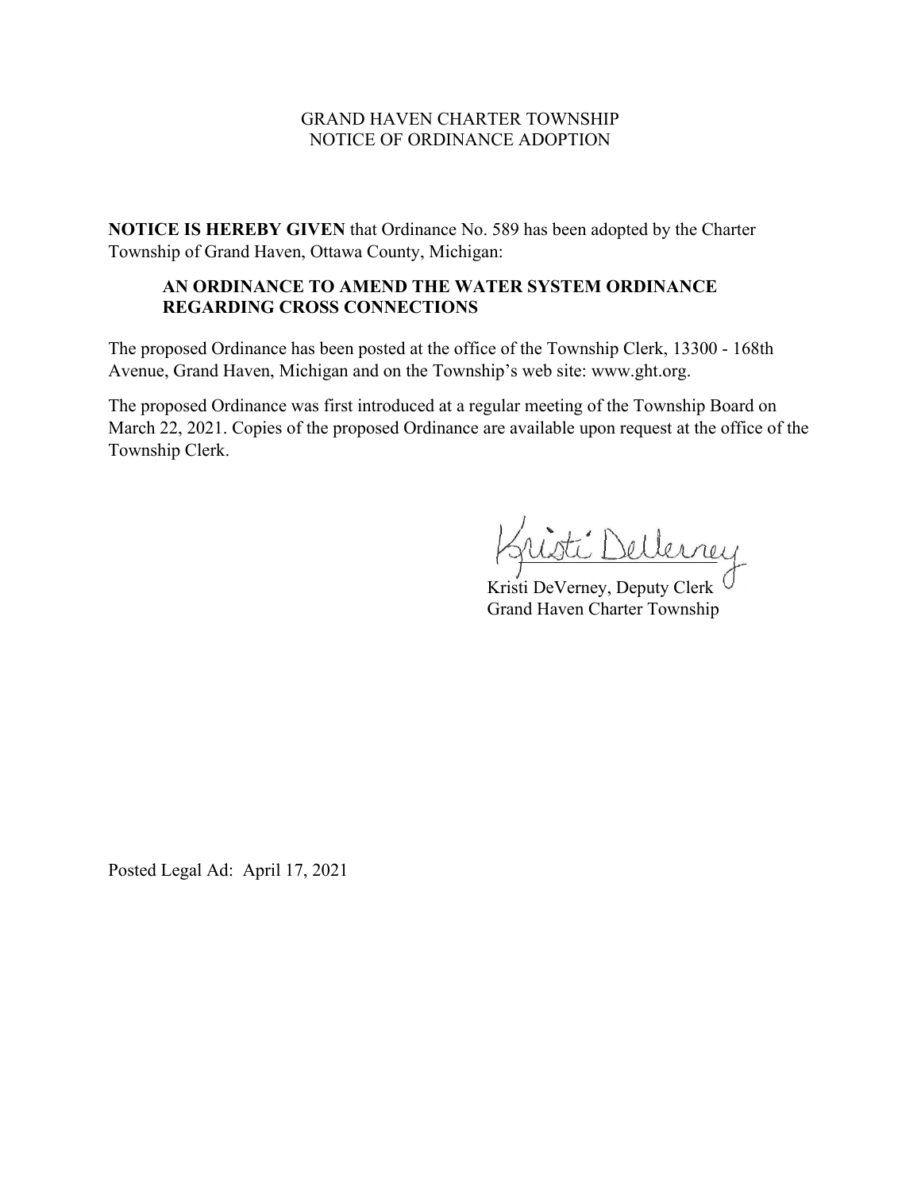GRAND HAVEN CHARTER TOWNSHIP
NOTICE OF ORDINANCE ADOPTION

**NOTICE IS HEREBY GIVEN** that Ordinance No. 589 has been adopted by the Charter Township of Grand Haven, Ottawa County, Michigan:

> **AN ORDINANCE TO AMEND THE WATER SYSTEM ORDINANCE REGARDING CROSS CONNECTIONS**

The proposed Ordinance has been posted at the office of the Township Clerk, 13300 - 168th Avenue, Grand Haven, Michigan and on the Township's web site: www.ght.org.

The proposed Ordinance was first introduced at a regular meeting of the Township Board on March 22, 2021. Copies of the proposed Ordinance are available upon request at the office of the Township Clerk.

Kristi DeVerney, Deputy Clerk
Grand Haven Charter Township

Posted Legal Ad: April 17, 2021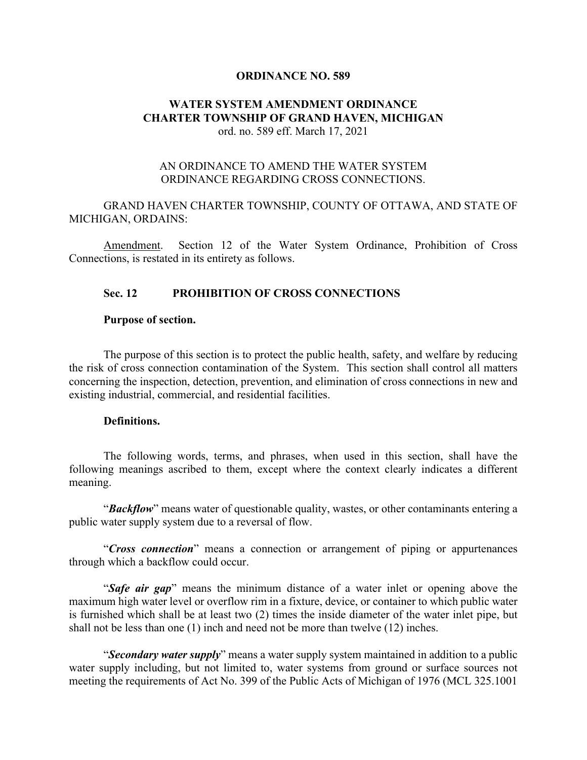**ORDINANCE NO. 589**

**WATER SYSTEM AMENDMENT ORDINANCE**
**CHARTER TOWNSHIP OF GRAND HAVEN, MICHIGAN**
ord. no. 589 eff. March 17, 2021

AN ORDINANCE TO AMEND THE WATER SYSTEM ORDINANCE REGARDING CROSS CONNECTIONS.

GRAND HAVEN CHARTER TOWNSHIP, COUNTY OF OTTAWA, AND STATE OF MICHIGAN, ORDAINS:

Amendment. Section 12 of the Water System Ordinance, Prohibition of Cross Connections, is restated in its entirety as follows.

**Sec. 12 PROHIBITION OF CROSS CONNECTIONS**

**Purpose of section.**

The purpose of this section is to protect the public health, safety, and welfare by reducing the risk of cross connection contamination of the System. This section shall control all matters concerning the inspection, detection, prevention, and elimination of cross connections in new and existing industrial, commercial, and residential facilities.

**Definitions.**

The following words, terms, and phrases, when used in this section, shall have the following meanings ascribed to them, except where the context clearly indicates a different meaning.

"***Backflow***" means water of questionable quality, wastes, or other contaminants entering a public water supply system due to a reversal of flow.

"***Cross connection***" means a connection or arrangement of piping or appurtenances through which a backflow could occur.

"***Safe air gap***" means the minimum distance of a water inlet or opening above the maximum high water level or overflow rim in a fixture, device, or container to which public water is furnished which shall be at least two (2) times the inside diameter of the water inlet pipe, but shall not be less than one (1) inch and need not be more than twelve (12) inches.

"***Secondary water supply***" means a water supply system maintained in addition to a public water supply including, but not limited to, water systems from ground or surface sources not meeting the requirements of Act No. 399 of the Public Acts of Michigan of 1976 (MCL 325.1001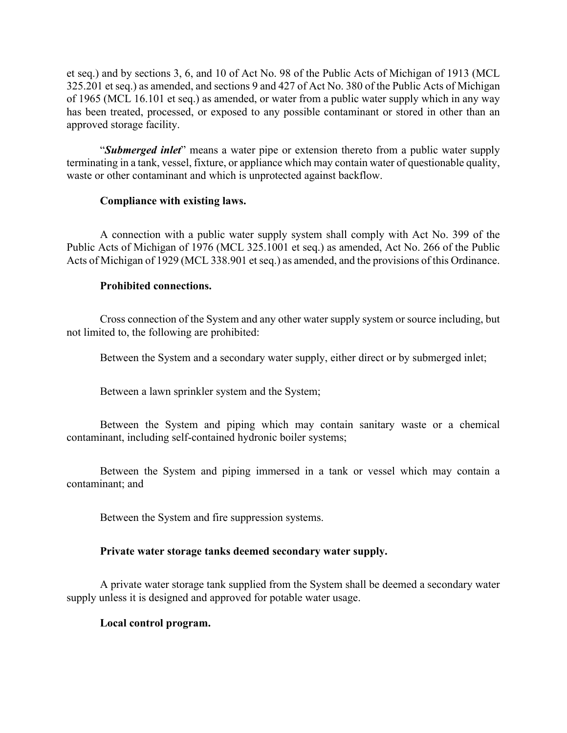et seq.) and by sections 3, 6, and 10 of Act No. 98 of the Public Acts of Michigan of 1913 (MCL 325.201 et seq.) as amended, and sections 9 and 427 of Act No. 380 of the Public Acts of Michigan of 1965 (MCL 16.101 et seq.) as amended, or water from a public water supply which in any way has been treated, processed, or exposed to any possible contaminant or stored in other than an approved storage facility.

"***Submerged inlet***" means a water pipe or extension thereto from a public water supply terminating in a tank, vessel, fixture, or appliance which may contain water of questionable quality, waste or other contaminant and which is unprotected against backflow.

**Compliance with existing laws.**

A connection with a public water supply system shall comply with Act No. 399 of the Public Acts of Michigan of 1976 (MCL 325.1001 et seq.) as amended, Act No. 266 of the Public Acts of Michigan of 1929 (MCL 338.901 et seq.) as amended, and the provisions of this Ordinance.

**Prohibited connections.**

Cross connection of the System and any other water supply system or source including, but not limited to, the following are prohibited:

Between the System and a secondary water supply, either direct or by submerged inlet;

Between a lawn sprinkler system and the System;

Between the System and piping which may contain sanitary waste or a chemical contaminant, including self-contained hydronic boiler systems;

Between the System and piping immersed in a tank or vessel which may contain a contaminant; and

Between the System and fire suppression systems.

**Private water storage tanks deemed secondary water supply.**

A private water storage tank supplied from the System shall be deemed a secondary water supply unless it is designed and approved for potable water usage.

**Local control program.**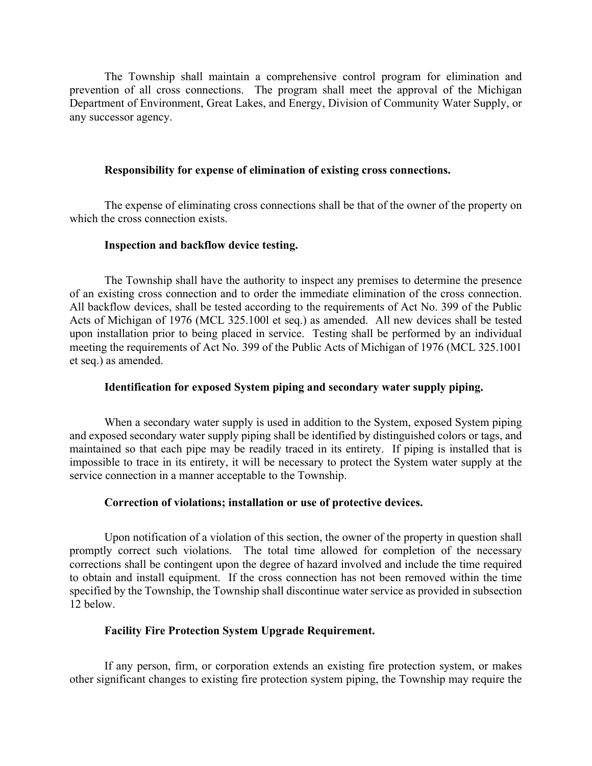The Township shall maintain a comprehensive control program for elimination and prevention of all cross connections. The program shall meet the approval of the Michigan Department of Environment, Great Lakes, and Energy, Division of Community Water Supply, or any successor agency.

**Responsibility for expense of elimination of existing cross connections.**

The expense of eliminating cross connections shall be that of the owner of the property on which the cross connection exists.

**Inspection and backflow device testing.**

The Township shall have the authority to inspect any premises to determine the presence of an existing cross connection and to order the immediate elimination of the cross connection. All backflow devices, shall be tested according to the requirements of Act No. 399 of the Public Acts of Michigan of 1976 (MCL 325.100l et seq.) as amended. All new devices shall be tested upon installation prior to being placed in service. Testing shall be performed by an individual meeting the requirements of Act No. 399 of the Public Acts of Michigan of 1976 (MCL 325.1001 et seq.) as amended.

**Identification for exposed System piping and secondary water supply piping.**

When a secondary water supply is used in addition to the System, exposed System piping and exposed secondary water supply piping shall be identified by distinguished colors or tags, and maintained so that each pipe may be readily traced in its entirety. If piping is installed that is impossible to trace in its entirety, it will be necessary to protect the System water supply at the service connection in a manner acceptable to the Township.

**Correction of violations; installation or use of protective devices.**

Upon notification of a violation of this section, the owner of the property in question shall promptly correct such violations. The total time allowed for completion of the necessary corrections shall be contingent upon the degree of hazard involved and include the time required to obtain and install equipment. If the cross connection has not been removed within the time specified by the Township, the Township shall discontinue water service as provided in subsection 12 below.

**Facility Fire Protection System Upgrade Requirement.**

If any person, firm, or corporation extends an existing fire protection system, or makes other significant changes to existing fire protection system piping, the Township may require the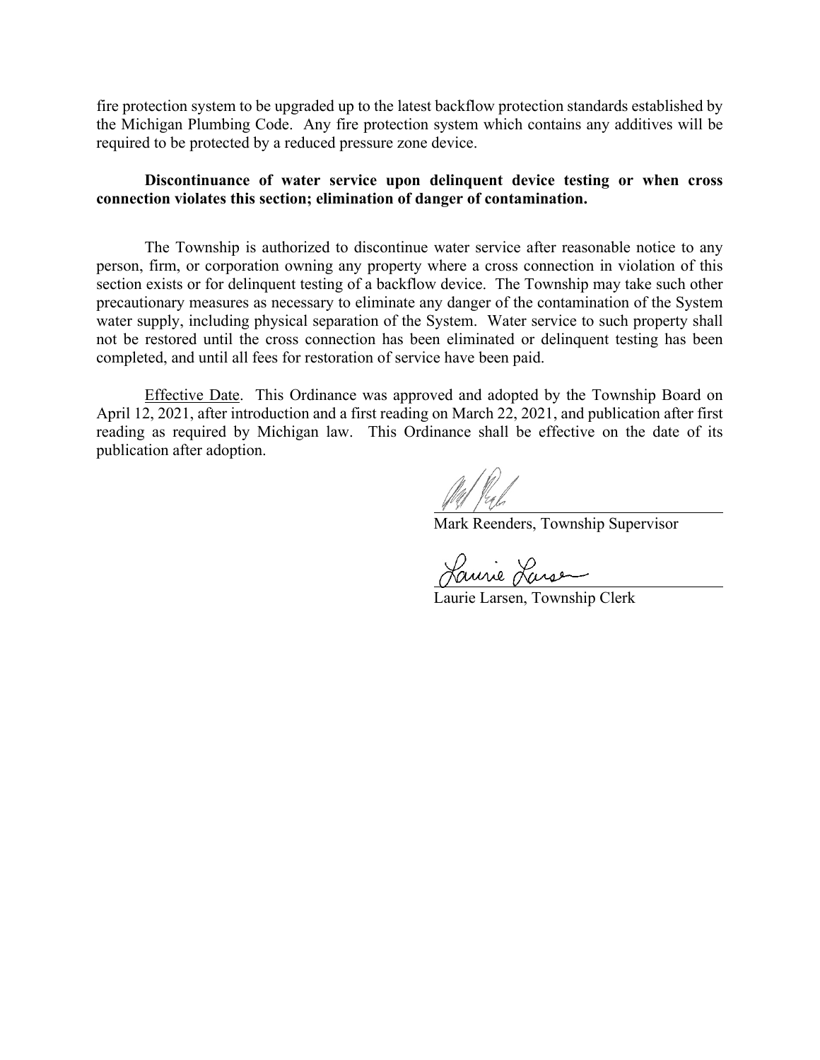fire protection system to be upgraded up to the latest backflow protection standards established by the Michigan Plumbing Code. Any fire protection system which contains any additives will be required to be protected by a reduced pressure zone device.

**Discontinuance of water service upon delinquent device testing or when cross connection violates this section; elimination of danger of contamination.**

The Township is authorized to discontinue water service after reasonable notice to any person, firm, or corporation owning any property where a cross connection in violation of this section exists or for delinquent testing of a backflow device. The Township may take such other precautionary measures as necessary to eliminate any danger of the contamination of the System water supply, including physical separation of the System. Water service to such property shall not be restored until the cross connection has been eliminated or delinquent testing has been completed, and until all fees for restoration of service have been paid.

Effective Date. This Ordinance was approved and adopted by the Township Board on April 12, 2021, after introduction and a first reading on March 22, 2021, and publication after first reading as required by Michigan law. This Ordinance shall be effective on the date of its publication after adoption.

Mark Reenders, Township Supervisor

Laurie Larsen, Township Clerk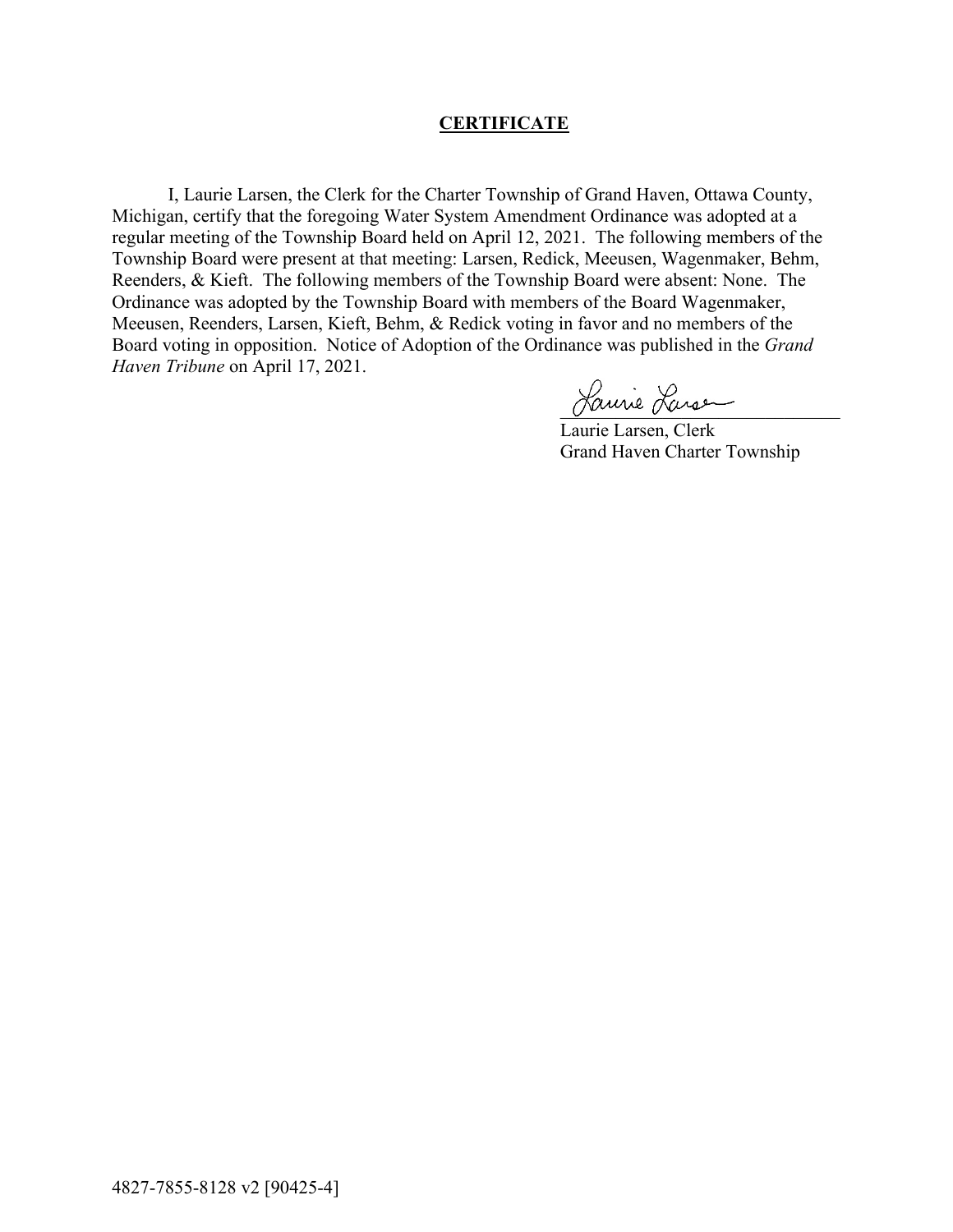# **CERTIFICATE**

I, Laurie Larsen, the Clerk for the Charter Township of Grand Haven, Ottawa County, Michigan, certify that the foregoing Water System Amendment Ordinance was adopted at a regular meeting of the Township Board held on April 12, 2021. The following members of the Township Board were present at that meeting: Larsen, Redick, Meeusen, Wagenmaker, Behm, Reenders, & Kieft. The following members of the Township Board were absent: None. The Ordinance was adopted by the Township Board with members of the Board Wagenmaker, Meeusen, Reenders, Larsen, Kieft, Behm, & Redick voting in favor and no members of the Board voting in opposition. Notice of Adoption of the Ordinance was published in the *Grand Haven Tribune* on April 17, 2021.

Laurie Larsen

Laurie Larsen, Clerk
Grand Haven Charter Township

4827-7855-8128 v2 [90425-4]